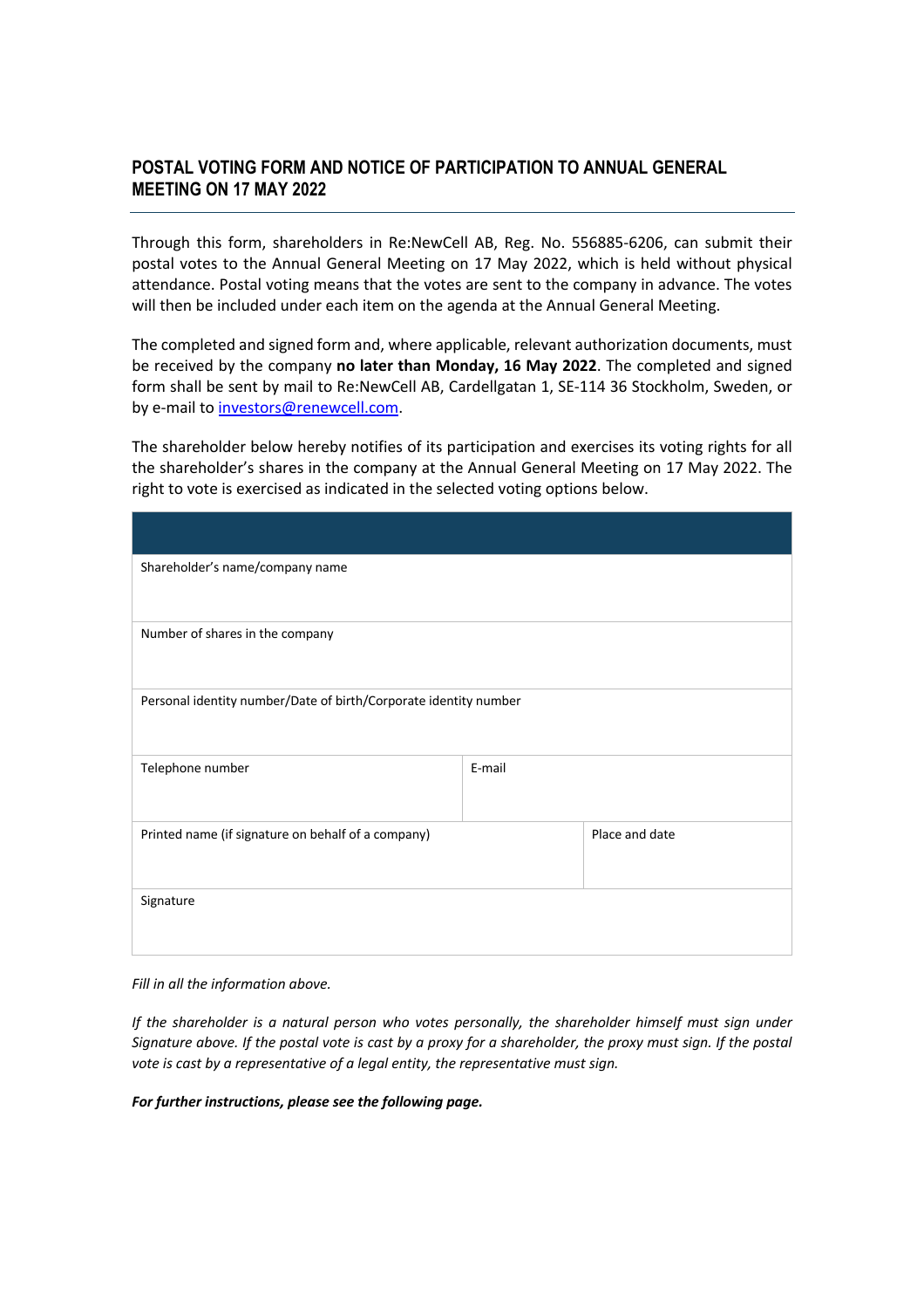## POSTAL VOTING FORM AND NOTICE OF PARTICIPATION TO ANNUAL GENERAL MEETING ON 17 MAY 2022

Through this form, shareholders in Re:NewCell AB, Reg. No. 556885-6206, can submit their postal votes to the Annual General Meeting on 17 May 2022, which is held without physical attendance. Postal voting means that the votes are sent to the company in advance. The votes will then be included under each item on the agenda at the Annual General Meeting.

The completed and signed form and, where applicable, relevant authorization documents, must be received by the company **no later than Monday, 16 May 2022**. The completed and signed form shall be sent by mail to Re:NewCell AB, Cardellgatan 1, SE-114 36 Stockholm, Sweden, or by e-mail to investors@renewcell.com.

The shareholder below hereby notifies of its participation and exercises its voting rights for all the shareholder's shares in the company at the Annual General Meeting on 17 May 2022. The right to vote is exercised as indicated in the selected voting options below.

| | | |
|---|---|---|
| Shareholder's name/company name | | |
| Number of shares in the company | | |
| Personal identity number/Date of birth/Corporate identity number | | |
| Telephone number | E-mail | |
| Printed name (if signature on behalf of a company) | | Place and date |
| Signature | | |

*Fill in all the information above.*

*If the shareholder is a natural person who votes personally, the shareholder himself must sign under Signature above. If the postal vote is cast by a proxy for a shareholder, the proxy must sign. If the postal vote is cast by a representative of a legal entity, the representative must sign.*

***For further instructions, please see the following page.***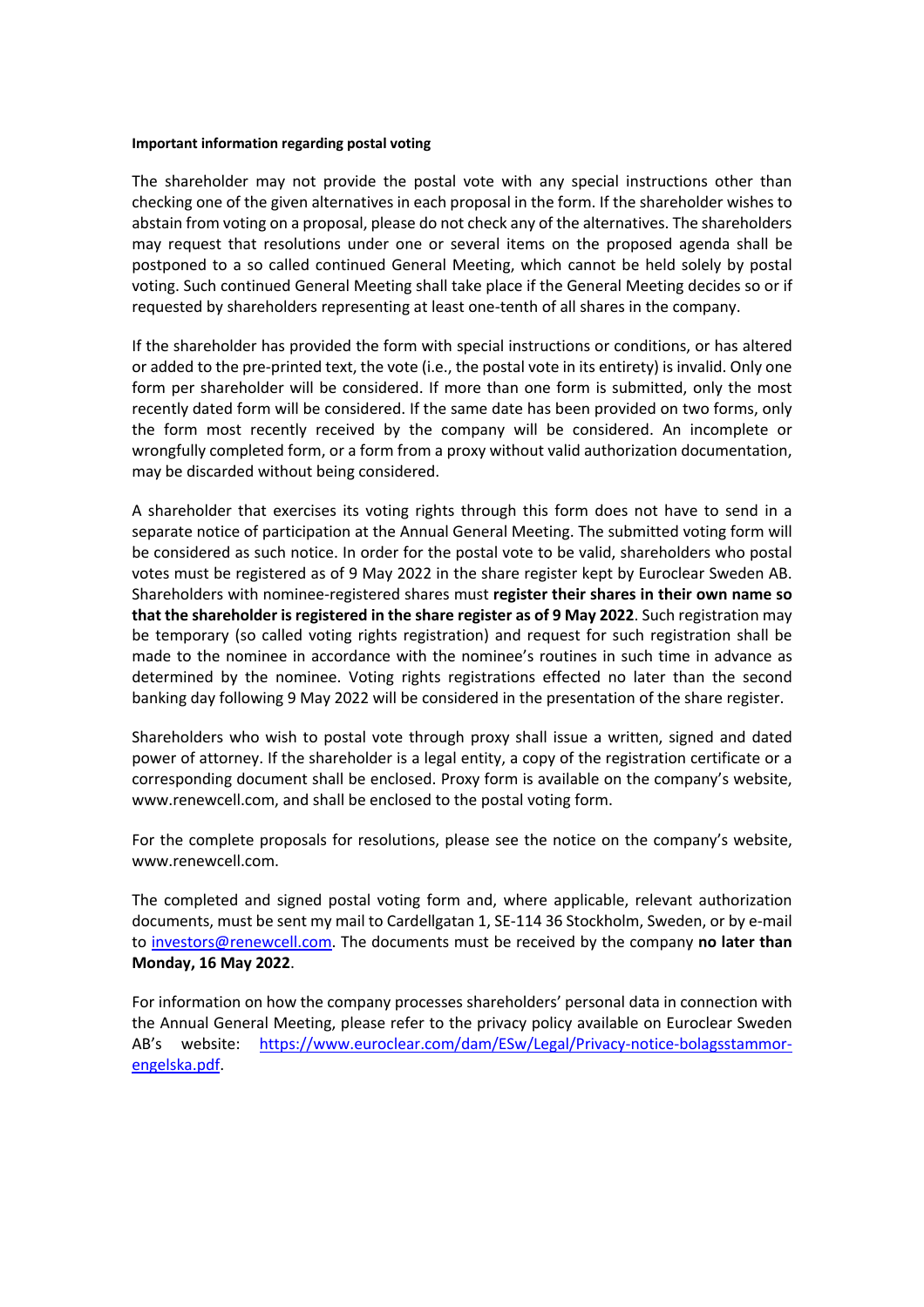**Important information regarding postal voting**

The shareholder may not provide the postal vote with any special instructions other than checking one of the given alternatives in each proposal in the form. If the shareholder wishes to abstain from voting on a proposal, please do not check any of the alternatives. The shareholders may request that resolutions under one or several items on the proposed agenda shall be postponed to a so called continued General Meeting, which cannot be held solely by postal voting. Such continued General Meeting shall take place if the General Meeting decides so or if requested by shareholders representing at least one-tenth of all shares in the company.

If the shareholder has provided the form with special instructions or conditions, or has altered or added to the pre-printed text, the vote (i.e., the postal vote in its entirety) is invalid. Only one form per shareholder will be considered. If more than one form is submitted, only the most recently dated form will be considered. If the same date has been provided on two forms, only the form most recently received by the company will be considered. An incomplete or wrongfully completed form, or a form from a proxy without valid authorization documentation, may be discarded without being considered.

A shareholder that exercises its voting rights through this form does not have to send in a separate notice of participation at the Annual General Meeting. The submitted voting form will be considered as such notice. In order for the postal vote to be valid, shareholders who postal votes must be registered as of 9 May 2022 in the share register kept by Euroclear Sweden AB. Shareholders with nominee-registered shares must **register their shares in their own name so that the shareholder is registered in the share register as of 9 May 2022**. Such registration may be temporary (so called voting rights registration) and request for such registration shall be made to the nominee in accordance with the nominee's routines in such time in advance as determined by the nominee. Voting rights registrations effected no later than the second banking day following 9 May 2022 will be considered in the presentation of the share register.

Shareholders who wish to postal vote through proxy shall issue a written, signed and dated power of attorney. If the shareholder is a legal entity, a copy of the registration certificate or a corresponding document shall be enclosed. Proxy form is available on the company's website, www.renewcell.com, and shall be enclosed to the postal voting form.

For the complete proposals for resolutions, please see the notice on the company's website, www.renewcell.com.

The completed and signed postal voting form and, where applicable, relevant authorization documents, must be sent my mail to Cardellgatan 1, SE-114 36 Stockholm, Sweden, or by e-mail to [investors@renewcell.com](mailto:investors@renewcell.com). The documents must be received by the company **no later than Monday, 16 May 2022**.

For information on how the company processes shareholders' personal data in connection with the Annual General Meeting, please refer to the privacy policy available on Euroclear Sweden AB's website: [https://www.euroclear.com/dam/ESw/Legal/Privacy-notice-bolagsstammor-engelska.pdf](https://www.euroclear.com/dam/ESw/Legal/Privacy-notice-bolagsstammor-engelska.pdf).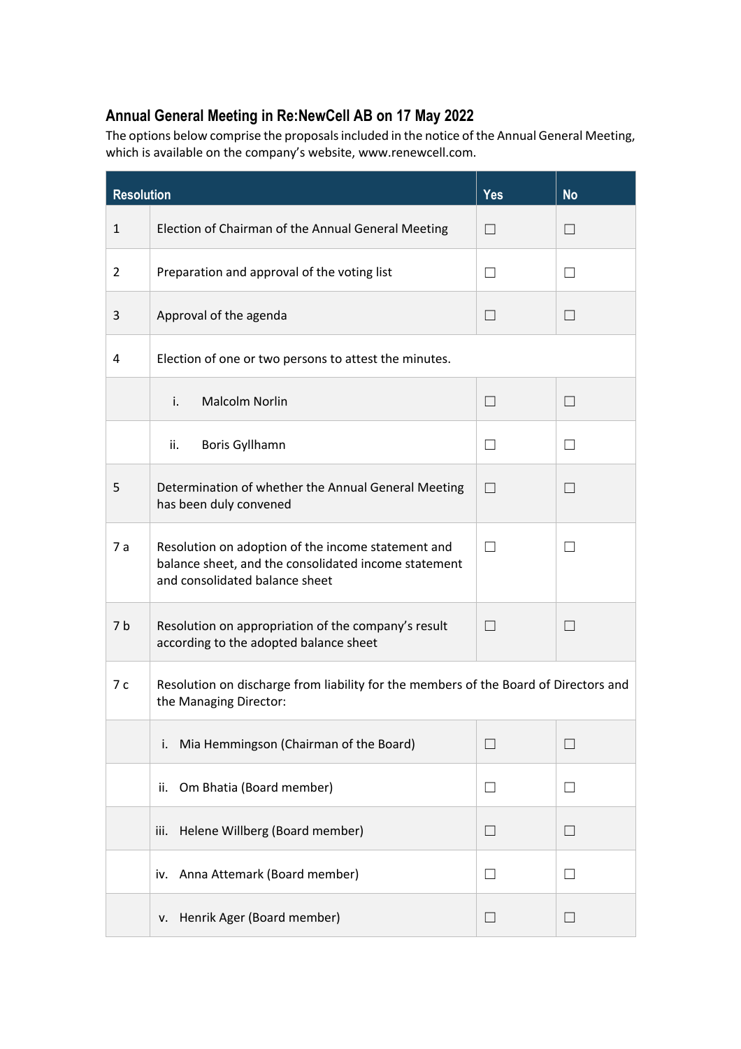## Annual General Meeting in Re:NewCell AB on 17 May 2022

The options below comprise the proposals included in the notice of the Annual General Meeting, which is available on the company's website, www.renewcell.com.

| Resolution | | Yes | No |
|---|---|---|---|
| 1 | Election of Chairman of the Annual General Meeting | ☐ | ☐ |
| 2 | Preparation and approval of the voting list | ☐ | ☐ |
| 3 | Approval of the agenda | ☐ | ☐ |
| 4 | Election of one or two persons to attest the minutes. | | |
| | i. Malcolm Norlin | ☐ | ☐ |
| | ii. Boris Gyllhamn | ☐ | ☐ |
| 5 | Determination of whether the Annual General Meeting has been duly convened | ☐ | ☐ |
| 7 a | Resolution on adoption of the income statement and balance sheet, and the consolidated income statement and consolidated balance sheet | ☐ | ☐ |
| 7 b | Resolution on appropriation of the company's result according to the adopted balance sheet | ☐ | ☐ |
| 7 c | Resolution on discharge from liability for the members of the Board of Directors and the Managing Director: | | |
| | i. Mia Hemmingson (Chairman of the Board) | ☐ | ☐ |
| | ii. Om Bhatia (Board member) | ☐ | ☐ |
| | iii. Helene Willberg (Board member) | ☐ | ☐ |
| | iv. Anna Attemark (Board member) | ☐ | ☐ |
| | v. Henrik Ager (Board member) | ☐ | ☐ |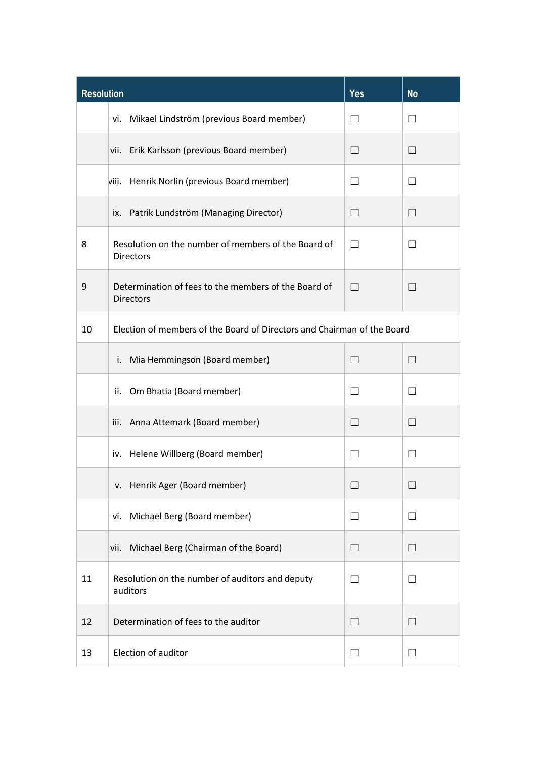| Resolution | | Yes | No |
|---|---|---|---|
| | vi. Mikael Lindström (previous Board member) | ☐ | ☐ |
| | vii. Erik Karlsson (previous Board member) | ☐ | ☐ |
| | viii. Henrik Norlin (previous Board member) | ☐ | ☐ |
| | ix. Patrik Lundström (Managing Director) | ☐ | ☐ |
| 8 | Resolution on the number of members of the Board of Directors | ☐ | ☐ |
| 9 | Determination of fees to the members of the Board of Directors | ☐ | ☐ |
| 10 | Election of members of the Board of Directors and Chairman of the Board | | |
| | i. Mia Hemmingson (Board member) | ☐ | ☐ |
| | ii. Om Bhatia (Board member) | ☐ | ☐ |
| | iii. Anna Attemark (Board member) | ☐ | ☐ |
| | iv. Helene Willberg (Board member) | ☐ | ☐ |
| | v. Henrik Ager (Board member) | ☐ | ☐ |
| | vi. Michael Berg (Board member) | ☐ | ☐ |
| | vii. Michael Berg (Chairman of the Board) | ☐ | ☐ |
| 11 | Resolution on the number of auditors and deputy auditors | ☐ | ☐ |
| 12 | Determination of fees to the auditor | ☐ | ☐ |
| 13 | Election of auditor | ☐ | ☐ |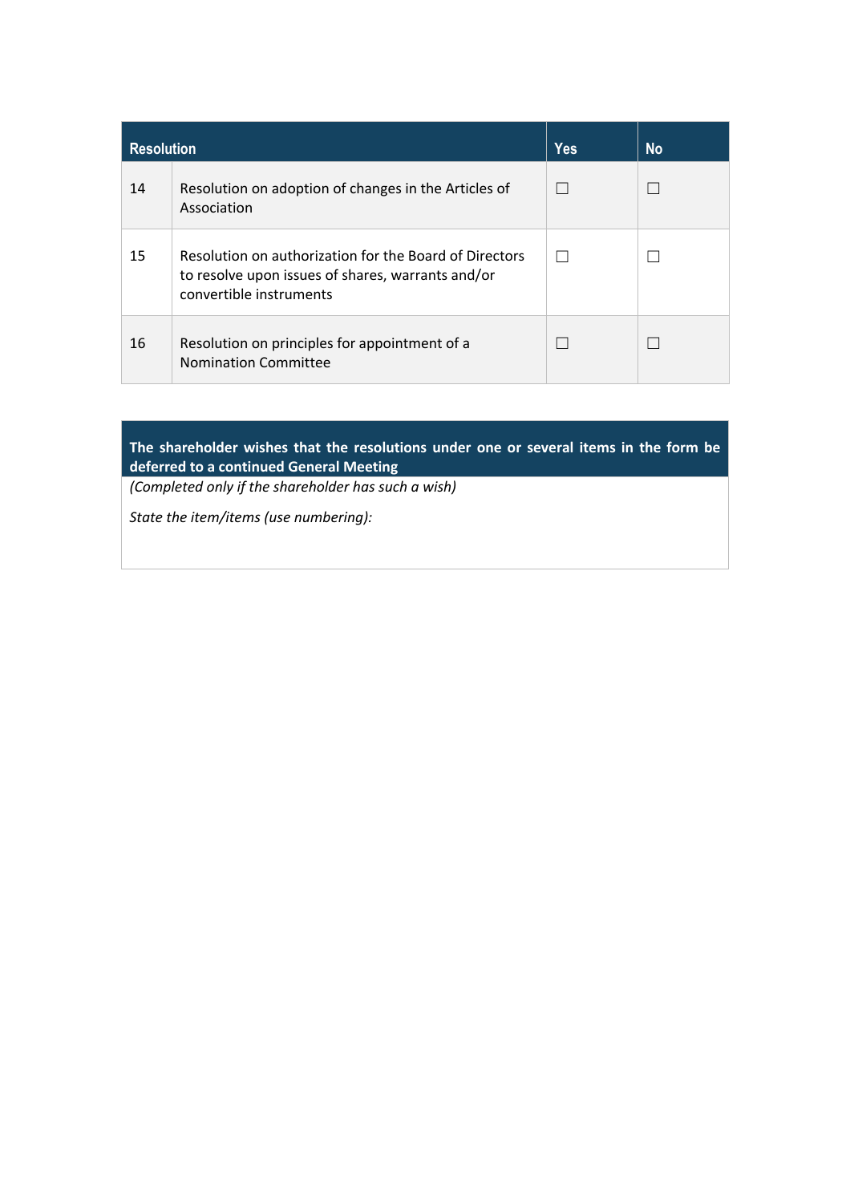| Resolution | | Yes | No |
|---|---|---|---|
| 14 | Resolution on adoption of changes in the Articles of Association | ☐ | ☐ |
| 15 | Resolution on authorization for the Board of Directors to resolve upon issues of shares, warrants and/or convertible instruments | ☐ | ☐ |
| 16 | Resolution on principles for appointment of a Nomination Committee | ☐ | ☐ |

| **The shareholder wishes that the resolutions under one or several items in the form be deferred to a continued General Meeting** |
|---|
| *(Completed only if the shareholder has such a wish)* <br><br> *State the item/items (use numbering):* |